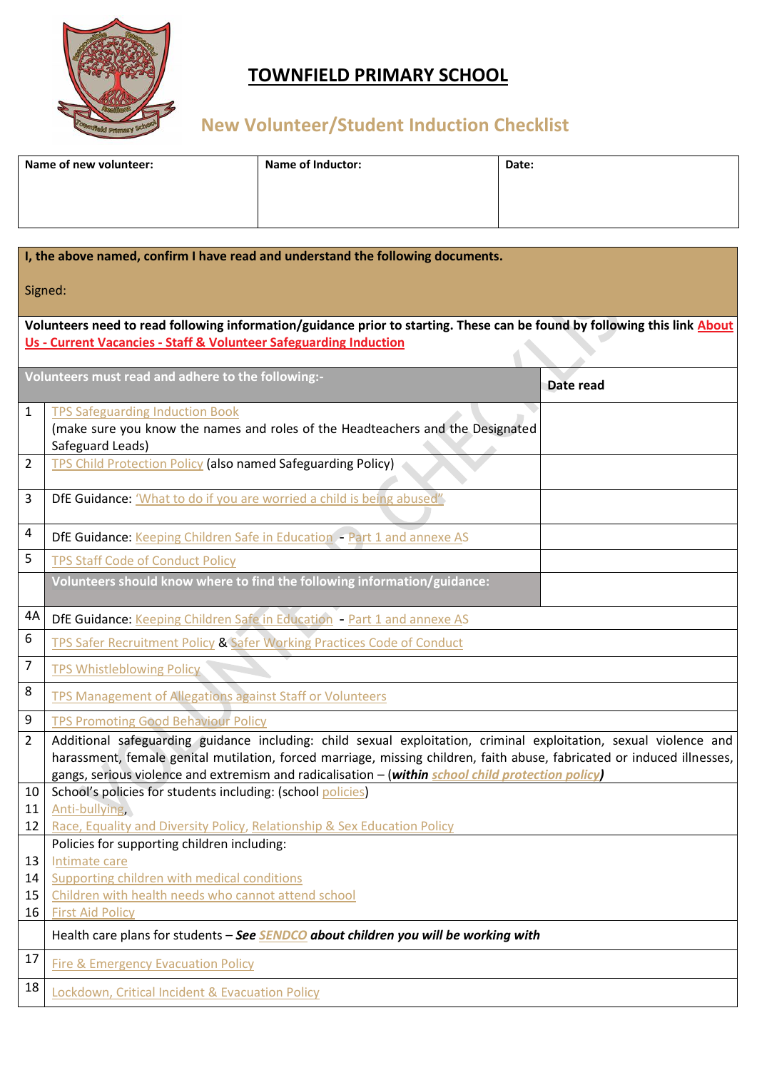# TOWNFIELD PRIMARY SCHOOL

## New Volunteer/Student Induction Checklist

| Name of new volunteer: | Name of Inductor: | Date: |
|---|---|---|
| | | |

**I, the above named, confirm I have read and understand the following documents.**

Signed:

**Volunteers need to read following information/guidance prior to starting. These can be found by following this link About Us - Current Vacancies - Staff & Volunteer Safeguarding Induction**

| | Volunteers must read and adhere to the following:- | Date read |
|---|---|---|
| 1 | TPS Safeguarding Induction Book (make sure you know the names and roles of the Headteachers and the Designated Safeguard Leads) | |
| 2 | TPS Child Protection Policy (also named Safeguarding Policy) | |
| 3 | DfE Guidance: 'What to do if you are worried a child is being abused" | |
| 4 | DfE Guidance: Keeping Children Safe in Education - Part 1 and annexe AS | |
| 5 | TPS Staff Code of Conduct Policy | |
| | **Volunteers should know where to find the following information/guidance:** | |
| 4A | DfE Guidance: Keeping Children Safe in Education - Part 1 and annexe AS | |
| 6 | TPS Safer Recruitment Policy & Safer Working Practices Code of Conduct | |
| 7 | TPS Whistleblowing Policy | |
| 8 | TPS Management of Allegations against Staff or Volunteers | |
| 9 | TPS Promoting Good Behaviour Policy | |
| 2 | Additional safeguarding guidance including: child sexual exploitation, criminal exploitation, sexual violence and harassment, female genital mutilation, forced marriage, missing children, faith abuse, fabricated or induced illnesses, gangs, serious violence and extremism and radicalisation – (***within school child protection policy***) | |
| 10<br>11<br>12 | School's policies for students including: (school policies)<br>Anti-bullying,<br>Race, Equality and Diversity Policy, Relationship & Sex Education Policy | |
| <br>13<br>14<br>15<br>16 | Policies for supporting children including:<br>Intimate care<br>Supporting children with medical conditions<br>Children with health needs who cannot attend school<br>First Aid Policy | |
| | Health care plans for students – ***See SENDCO about children you will be working with*** | |
| 17 | Fire & Emergency Evacuation Policy | |
| 18 | Lockdown, Critical Incident & Evacuation Policy | |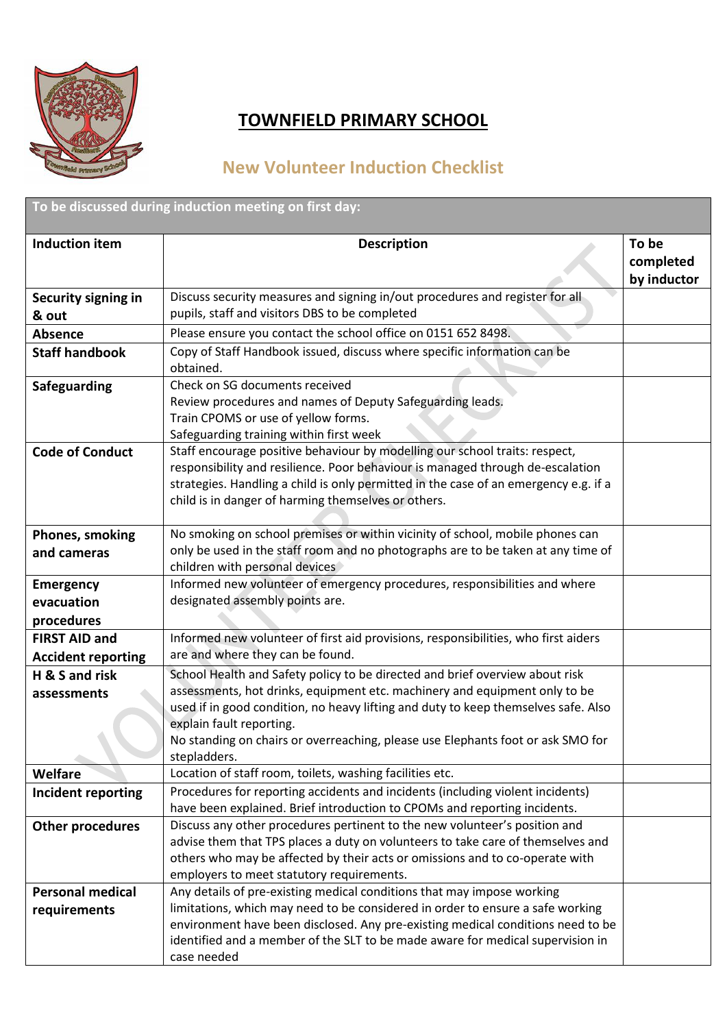# TOWNFIELD PRIMARY SCHOOL

## New Volunteer Induction Checklist

| To be discussed during induction meeting on first day: | | |
|---|---|---|
| **Induction item** | **Description** | **To be completed by inductor** |
| **Security signing in & out** | Discuss security measures and signing in/out procedures and register for all pupils, staff and visitors DBS to be completed | |
| **Absence** | Please ensure you contact the school office on 0151 652 8498. | |
| **Staff handbook** | Copy of Staff Handbook issued, discuss where specific information can be obtained. | |
| **Safeguarding** | Check on SG documents received<br>Review procedures and names of Deputy Safeguarding leads.<br>Train CPOMS or use of yellow forms.<br>Safeguarding training within first week | |
| **Code of Conduct** | Staff encourage positive behaviour by modelling our school traits: respect, responsibility and resilience. Poor behaviour is managed through de-escalation strategies. Handling a child is only permitted in the case of an emergency e.g. if a child is in danger of harming themselves or others. | |
| **Phones, smoking and cameras** | No smoking on school premises or within vicinity of school, mobile phones can only be used in the staff room and no photographs are to be taken at any time of children with personal devices | |
| **Emergency evacuation procedures** | Informed new volunteer of emergency procedures, responsibilities and where designated assembly points are. | |
| **FIRST AID and Accident reporting** | Informed new volunteer of first aid provisions, responsibilities, who first aiders are and where they can be found. | |
| **H & S and risk assessments** | School Health and Safety policy to be directed and brief overview about risk assessments, hot drinks, equipment etc. machinery and equipment only to be used if in good condition, no heavy lifting and duty to keep themselves safe. Also explain fault reporting.<br>No standing on chairs or overreaching, please use Elephants foot or ask SMO for stepladders. | |
| **Welfare** | Location of staff room, toilets, washing facilities etc. | |
| **Incident reporting** | Procedures for reporting accidents and incidents (including violent incidents) have been explained. Brief introduction to CPOMs and reporting incidents. | |
| **Other procedures** | Discuss any other procedures pertinent to the new volunteer's position and advise them that TPS places a duty on volunteers to take care of themselves and others who may be affected by their acts or omissions and to co-operate with employers to meet statutory requirements. | |
| **Personal medical requirements** | Any details of pre-existing medical conditions that may impose working limitations, which may need to be considered in order to ensure a safe working environment have been disclosed. Any pre-existing medical conditions need to be identified and a member of the SLT to be made aware for medical supervision in case needed | |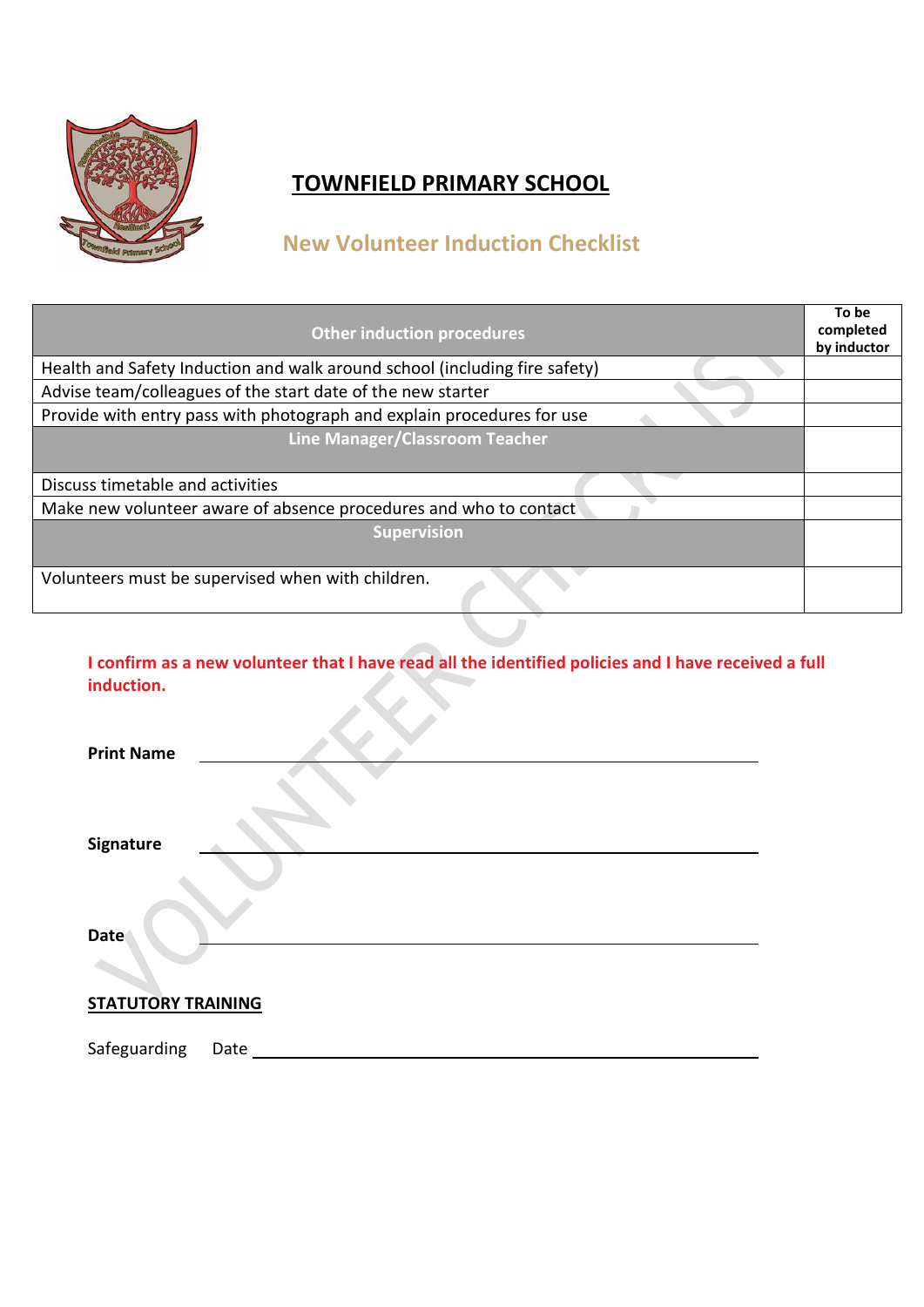# TOWNFIELD PRIMARY SCHOOL

## New Volunteer Induction Checklist

| Other induction procedures | To be completed by inductor |
|---|---|
| Health and Safety Induction and walk around school (including fire safety) | |
| Advise team/colleagues of the start date of the new starter | |
| Provide with entry pass with photograph and explain procedures for use | |
| **Line Manager/Classroom Teacher** | |
| Discuss timetable and activities | |
| Make new volunteer aware of absence procedures and who to contact | |
| **Supervision** | |
| Volunteers must be supervised when with children. | |

**I confirm as a new volunteer that I have read all the identified policies and I have received a full induction.**

**Print Name** ________________________________________

**Signature** ________________________________________

**Date** ________________________________________

**STATUTORY TRAINING**

Safeguarding Date ________________________________________